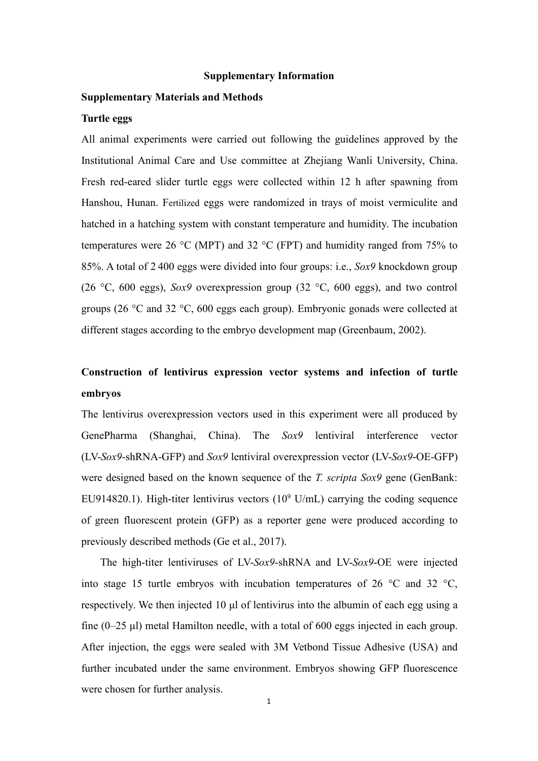# Supplementary Information

## Supplementary Materials and Methods

### Turtle eggs

All animal experiments were carried out following the guidelines approved by the Institutional Animal Care and Use committee at Zhejiang Wanli University, China. Fresh red-eared slider turtle eggs were collected within 12 h after spawning from Hanshou, Hunan. Fertilized eggs were randomized in trays of moist vermiculite and hatched in a hatching system with constant temperature and humidity. The incubation temperatures were 26 °C (MPT) and 32 °C (FPT) and humidity ranged from 75% to 85%. A total of 2 400 eggs were divided into four groups: i.e., *Sox9* knockdown group (26 °C, 600 eggs), *Sox9* overexpression group (32 °C, 600 eggs), and two control groups (26 °C and 32 °C, 600 eggs each group). Embryonic gonads were collected at different stages according to the embryo development map (Greenbaum, 2002).

### Construction of lentivirus expression vector systems and infection of turtle embryos

The lentivirus overexpression vectors used in this experiment were all produced by GenePharma (Shanghai, China). The *Sox9* lentiviral interference vector (LV-*Sox9*-shRNA-GFP) and *Sox9* lentiviral overexpression vector (LV-*Sox9*-OE-GFP) were designed based on the known sequence of the *T. scripta Sox9* gene (GenBank: EU914820.1). High-titer lentivirus vectors ($10^9$ U/mL) carrying the coding sequence of green fluorescent protein (GFP) as a reporter gene were produced according to previously described methods (Ge et al., 2017).

The high-titer lentiviruses of LV-*Sox9*-shRNA and LV-*Sox9*-OE were injected into stage 15 turtle embryos with incubation temperatures of 26 °C and 32 °C, respectively. We then injected 10 μl of lentivirus into the albumin of each egg using a fine (0–25 μl) metal Hamilton needle, with a total of 600 eggs injected in each group. After injection, the eggs were sealed with 3M Vetbond Tissue Adhesive (USA) and further incubated under the same environment. Embryos showing GFP fluorescence were chosen for further analysis.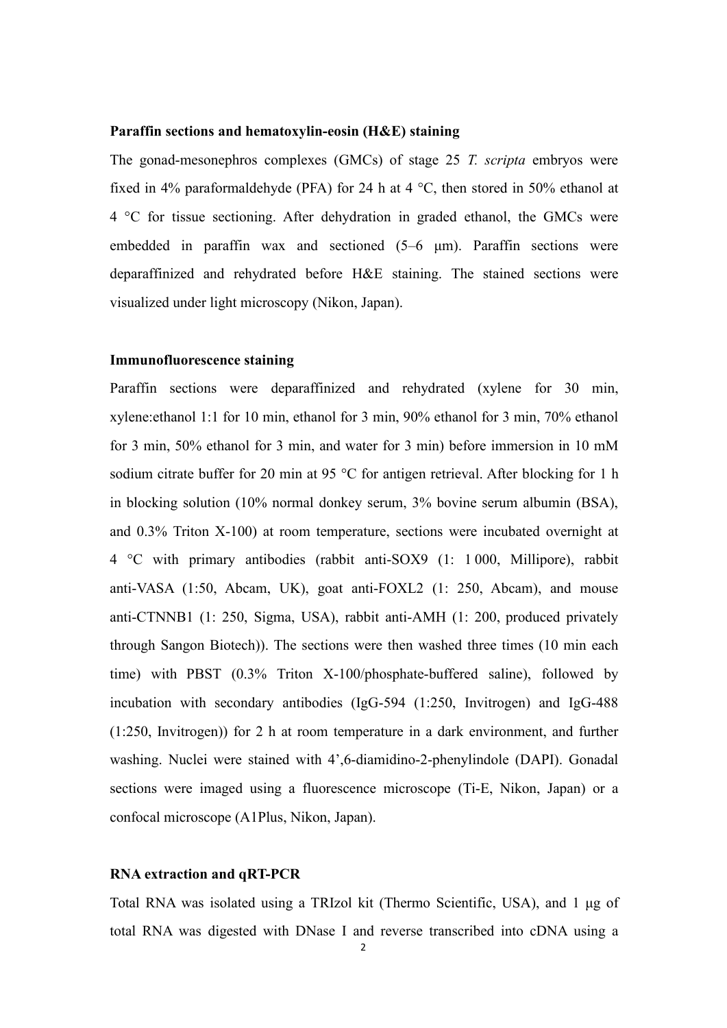**Paraffin sections and hematoxylin-eosin (H&E) staining**

The gonad-mesonephros complexes (GMCs) of stage 25 *T. scripta* embryos were fixed in 4% paraformaldehyde (PFA) for 24 h at 4 °C, then stored in 50% ethanol at 4 °C for tissue sectioning. After dehydration in graded ethanol, the GMCs were embedded in paraffin wax and sectioned (5–6 μm). Paraffin sections were deparaffinized and rehydrated before H&E staining. The stained sections were visualized under light microscopy (Nikon, Japan).

**Immunofluorescence staining**

Paraffin sections were deparaffinized and rehydrated (xylene for 30 min, xylene:ethanol 1:1 for 10 min, ethanol for 3 min, 90% ethanol for 3 min, 70% ethanol for 3 min, 50% ethanol for 3 min, and water for 3 min) before immersion in 10 mM sodium citrate buffer for 20 min at 95 °C for antigen retrieval. After blocking for 1 h in blocking solution (10% normal donkey serum, 3% bovine serum albumin (BSA), and 0.3% Triton X-100) at room temperature, sections were incubated overnight at 4 °C with primary antibodies (rabbit anti-SOX9 (1: 1 000, Millipore), rabbit anti-VASA (1:50, Abcam, UK), goat anti-FOXL2 (1: 250, Abcam), and mouse anti-CTNNB1 (1: 250, Sigma, USA), rabbit anti-AMH (1: 200, produced privately through Sangon Biotech)). The sections were then washed three times (10 min each time) with PBST (0.3% Triton X-100/phosphate-buffered saline), followed by incubation with secondary antibodies (IgG-594 (1:250, Invitrogen) and IgG-488 (1:250, Invitrogen)) for 2 h at room temperature in a dark environment, and further washing. Nuclei were stained with 4',6-diamidino-2-phenylindole (DAPI). Gonadal sections were imaged using a fluorescence microscope (Ti-E, Nikon, Japan) or a confocal microscope (A1Plus, Nikon, Japan).

**RNA extraction and qRT-PCR**

Total RNA was isolated using a TRIzol kit (Thermo Scientific, USA), and 1 μg of total RNA was digested with DNase I and reverse transcribed into cDNA using a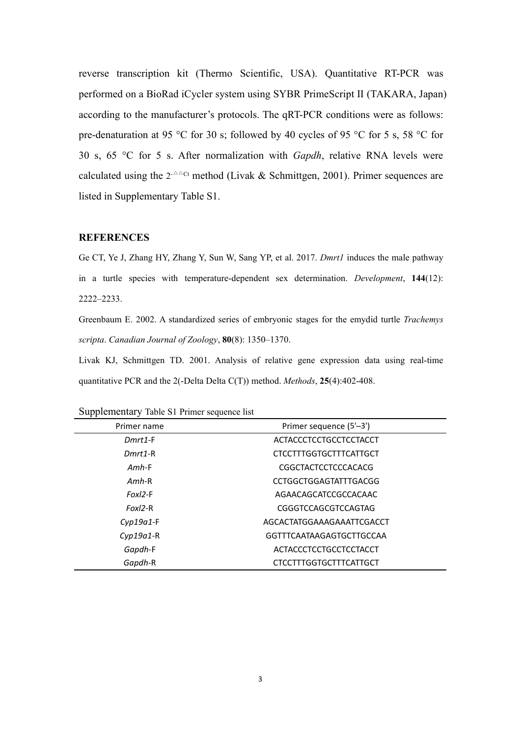reverse transcription kit (Thermo Scientific, USA). Quantitative RT-PCR was performed on a BioRad iCycler system using SYBR PrimeScript II (TAKARA, Japan) according to the manufacturer's protocols. The qRT-PCR conditions were as follows: pre-denaturation at 95 °C for 30 s; followed by 40 cycles of 95 °C for 5 s, 58 °C for 30 s, 65 °C for 5 s. After normalization with *Gapdh*, relative RNA levels were calculated using the $2^{-\triangle\triangle Ct}$ method (Livak & Schmittgen, 2001). Primer sequences are listed in Supplementary Table S1.

## REFERENCES

Ge CT, Ye J, Zhang HY, Zhang Y, Sun W, Sang YP, et al. 2017. *Dmrt1* induces the male pathway in a turtle species with temperature-dependent sex determination. *Development*, **144**(12): 2222–2233.

Greenbaum E. 2002. A standardized series of embryonic stages for the emydid turtle *Trachemys scripta*. *Canadian Journal of Zoology*, **80**(8): 1350–1370.

Livak KJ, Schmittgen TD. 2001. Analysis of relative gene expression data using real-time quantitative PCR and the 2(-Delta Delta C(T)) method. *Methods*, **25**(4):402-408.

Supplementary Table S1 Primer sequence list

| Primer name | Primer sequence (5'–3') |
|---|---|
| *Dmrt1*-F | ACTACCCTCCTGCCTCCTACCT |
| *Dmrt1*-R | CTCCTTTGGTGCTTTCATTGCT |
| *Amh*-F | CGGCTACTCCTCCCACACG |
| *Amh*-R | CCTGGCTGGAGTATTTGACGG |
| *Foxl2*-F | AGAACAGCATCCGCCACAAC |
| *Foxl2*-R | CGGGTCCAGCGTCCAGTAG |
| *Cyp19a1*-F | AGCACTATGGAAAGAAATTCGACCT |
| *Cyp19a1*-R | GGTTTCAATAAGAGTGCTTGCCAA |
| *Gapdh*-F | ACTACCCTCCTGCCTCCTACCT |
| *Gapdh*-R | CTCCTTTGGTGCTTTCATTGCT |